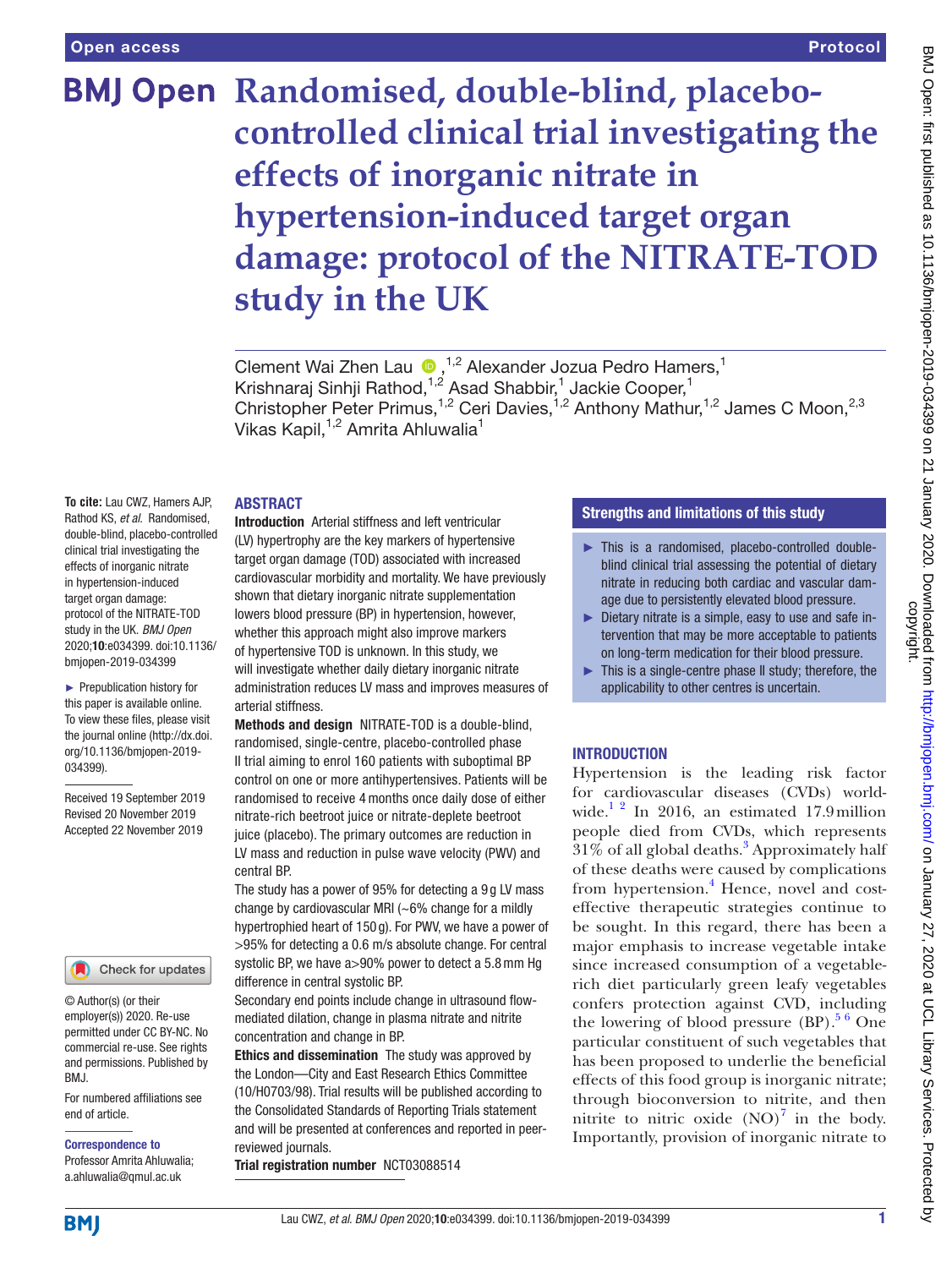# Randomised, double-blind, placebo-controlled clinical trial investigating the effects of inorganic nitrate in hypertension-induced target organ damage: protocol of the NITRATE-TOD study in the UK

Clement Wai Zhen Lau [1,2], Alexander Jozua Pedro Hamers,[1] Krishnaraj Sinhji Rathod,[1,2] Asad Shabbir,[1] Jackie Cooper,[1] Christopher Peter Primus,[1,2] Ceri Davies,[1,2] Anthony Mathur,[1,2] James C Moon,[2,3] Vikas Kapil,[1,2] Amrita Ahluwalia[1]

**To cite:** Lau CWZ, Hamers AJP, Rathod KS, *et al*. Randomised, double-blind, placebo-controlled clinical trial investigating the effects of inorganic nitrate in hypertension-induced target organ damage: protocol of the NITRATE-TOD study in the UK. *BMJ Open* 2020;**10**:e034399. doi:10.1136/bmjopen-2019-034399

► Prepublication history for this paper is available online. To view these files, please visit the journal online (http://dx.doi.org/10.1136/bmjopen-2019-034399).

Received 19 September 2019
Revised 20 November 2019
Accepted 22 November 2019

© Author(s) (or their employer(s)) 2020. Re-use permitted under CC BY-NC. No commercial re-use. See rights and permissions. Published by BMJ.

For numbered affiliations see end of article.

**Correspondence to**
Professor Amrita Ahluwalia;
a.ahluwalia@qmul.ac.uk

## ABSTRACT

**Introduction** Arterial stiffness and left ventricular (LV) hypertrophy are the key markers of hypertensive target organ damage (TOD) associated with increased cardiovascular morbidity and mortality. We have previously shown that dietary inorganic nitrate supplementation lowers blood pressure (BP) in hypertension, however, whether this approach might also improve markers of hypertensive TOD is unknown. In this study, we will investigate whether daily dietary inorganic nitrate administration reduces LV mass and improves measures of arterial stiffness.

**Methods and design** NITRATE-TOD is a double-blind, randomised, single-centre, placebo-controlled phase II trial aiming to enrol 160 patients with suboptimal BP control on one or more antihypertensives. Patients will be randomised to receive 4 months once daily dose of either nitrate-rich beetroot juice or nitrate-deplete beetroot juice (placebo). The primary outcomes are reduction in LV mass and reduction in pulse wave velocity (PWV) and central BP.

The study has a power of 95% for detecting a 9 g LV mass change by cardiovascular MRI (~6% change for a mildly hypertrophied heart of 150 g). For PWV, we have a power of >95% for detecting a 0.6 m/s absolute change. For central systolic BP, we have a>90% power to detect a 5.8 mm Hg difference in central systolic BP.

Secondary end points include change in ultrasound flow-mediated dilation, change in plasma nitrate and nitrite concentration and change in BP.

**Ethics and dissemination** The study was approved by the London—City and East Research Ethics Committee (10/H0703/98). Trial results will be published according to the Consolidated Standards of Reporting Trials statement and will be presented at conferences and reported in peer-reviewed journals.

**Trial registration number** NCT03088514

## Strengths and limitations of this study

- ► This is a randomised, placebo-controlled double-blind clinical trial assessing the potential of dietary nitrate in reducing both cardiac and vascular damage due to persistently elevated blood pressure.
- ► Dietary nitrate is a simple, easy to use and safe intervention that may be more acceptable to patients on long-term medication for their blood pressure.
- ► This is a single-centre phase II study; therefore, the applicability to other centres is uncertain.

## INTRODUCTION

Hypertension is the leading risk factor for cardiovascular diseases (CVDs) worldwide.[1 2] In 2016, an estimated 17.9 million people died from CVDs, which represents 31% of all global deaths.[3] Approximately half of these deaths were caused by complications from hypertension.[4] Hence, novel and cost-effective therapeutic strategies continue to be sought. In this regard, there has been a major emphasis to increase vegetable intake since increased consumption of a vegetable-rich diet particularly green leafy vegetables confers protection against CVD, including the lowering of blood pressure (BP).[5 6] One particular constituent of such vegetables that has been proposed to underlie the beneficial effects of this food group is inorganic nitrate; through bioconversion to nitrite, and then nitrite to nitric oxide (NO)[7] in the body. Importantly, provision of inorganic nitrate to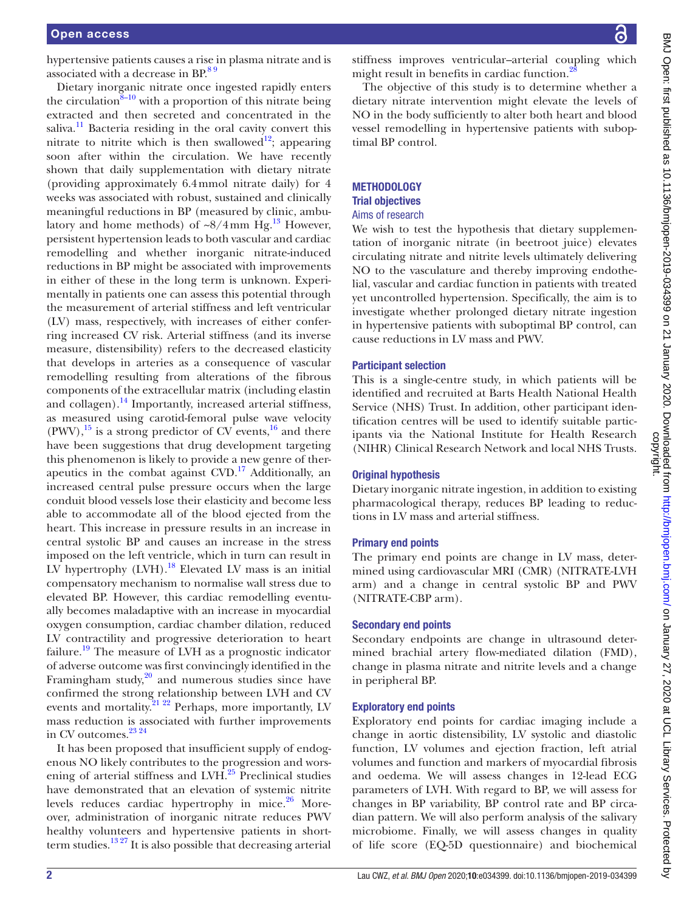hypertensive patients causes a rise in plasma nitrate and is associated with a decrease in BP.[8 9]

Dietary inorganic nitrate once ingested rapidly enters the circulation[8–10] with a proportion of this nitrate being extracted and then secreted and concentrated in the saliva.[11] Bacteria residing in the oral cavity convert this nitrate to nitrite which is then swallowed[12]; appearing soon after within the circulation. We have recently shown that daily supplementation with dietary nitrate (providing approximately 6.4 mmol nitrate daily) for 4 weeks was associated with robust, sustained and clinically meaningful reductions in BP (measured by clinic, ambulatory and home methods) of ~8/4 mm Hg.[13] However, persistent hypertension leads to both vascular and cardiac remodelling and whether inorganic nitrate-induced reductions in BP might be associated with improvements in either of these in the long term is unknown. Experimentally in patients one can assess this potential through the measurement of arterial stiffness and left ventricular (LV) mass, respectively, with increases of either conferring increased CV risk. Arterial stiffness (and its inverse measure, distensibility) refers to the decreased elasticity that develops in arteries as a consequence of vascular remodelling resulting from alterations of the fibrous components of the extracellular matrix (including elastin and collagen).[14] Importantly, increased arterial stiffness, as measured using carotid-femoral pulse wave velocity (PWV),[15] is a strong predictor of CV events,[16] and there have been suggestions that drug development targeting this phenomenon is likely to provide a new genre of therapeutics in the combat against CVD.[17] Additionally, an increased central pulse pressure occurs when the large conduit blood vessels lose their elasticity and become less able to accommodate all of the blood ejected from the heart. This increase in pressure results in an increase in central systolic BP and causes an increase in the stress imposed on the left ventricle, which in turn can result in LV hypertrophy (LVH).[18] Elevated LV mass is an initial compensatory mechanism to normalise wall stress due to elevated BP. However, this cardiac remodelling eventually becomes maladaptive with an increase in myocardial oxygen consumption, cardiac chamber dilation, reduced LV contractility and progressive deterioration to heart failure.[19] The measure of LVH as a prognostic indicator of adverse outcome was first convincingly identified in the Framingham study,[20] and numerous studies since have confirmed the strong relationship between LVH and CV events and mortality.[21 22] Perhaps, more importantly, LV mass reduction is associated with further improvements in CV outcomes.[23 24]

It has been proposed that insufficient supply of endogenous NO likely contributes to the progression and worsening of arterial stiffness and LVH.[25] Preclinical studies have demonstrated that an elevation of systemic nitrite levels reduces cardiac hypertrophy in mice.[26] Moreover, administration of inorganic nitrate reduces PWV healthy volunteers and hypertensive patients in short-term studies.[13 27] It is also possible that decreasing arterial stiffness improves ventricular–arterial coupling which might result in benefits in cardiac function.[28]

The objective of this study is to determine whether a dietary nitrate intervention might elevate the levels of NO in the body sufficiently to alter both heart and blood vessel remodelling in hypertensive patients with suboptimal BP control.

## METHODOLOGY

### Trial objectives

#### Aims of research

We wish to test the hypothesis that dietary supplementation of inorganic nitrate (in beetroot juice) elevates circulating nitrate and nitrite levels ultimately delivering NO to the vasculature and thereby improving endothelial, vascular and cardiac function in patients with treated yet uncontrolled hypertension. Specifically, the aim is to investigate whether prolonged dietary nitrate ingestion in hypertensive patients with suboptimal BP control, can cause reductions in LV mass and PWV.

#### Participant selection

This is a single-centre study, in which patients will be identified and recruited at Barts Health National Health Service (NHS) Trust. In addition, other participant identification centres will be used to identify suitable participants via the National Institute for Health Research (NIHR) Clinical Research Network and local NHS Trusts.

#### Original hypothesis

Dietary inorganic nitrate ingestion, in addition to existing pharmacological therapy, reduces BP leading to reductions in LV mass and arterial stiffness.

#### Primary end points

The primary end points are change in LV mass, determined using cardiovascular MRI (CMR) (NITRATE-LVH arm) and a change in central systolic BP and PWV (NITRATE-CBP arm).

#### Secondary end points

Secondary endpoints are change in ultrasound determined brachial artery flow-mediated dilation (FMD), change in plasma nitrate and nitrite levels and a change in peripheral BP.

#### Exploratory end points

Exploratory end points for cardiac imaging include a change in aortic distensibility, LV systolic and diastolic function, LV volumes and ejection fraction, left atrial volumes and function and markers of myocardial fibrosis and oedema. We will assess changes in 12-lead ECG parameters of LVH. With regard to BP, we will assess for changes in BP variability, BP control rate and BP circadian pattern. We will also perform analysis of the salivary microbiome. Finally, we will assess changes in quality of life score (EQ-5D questionnaire) and biochemical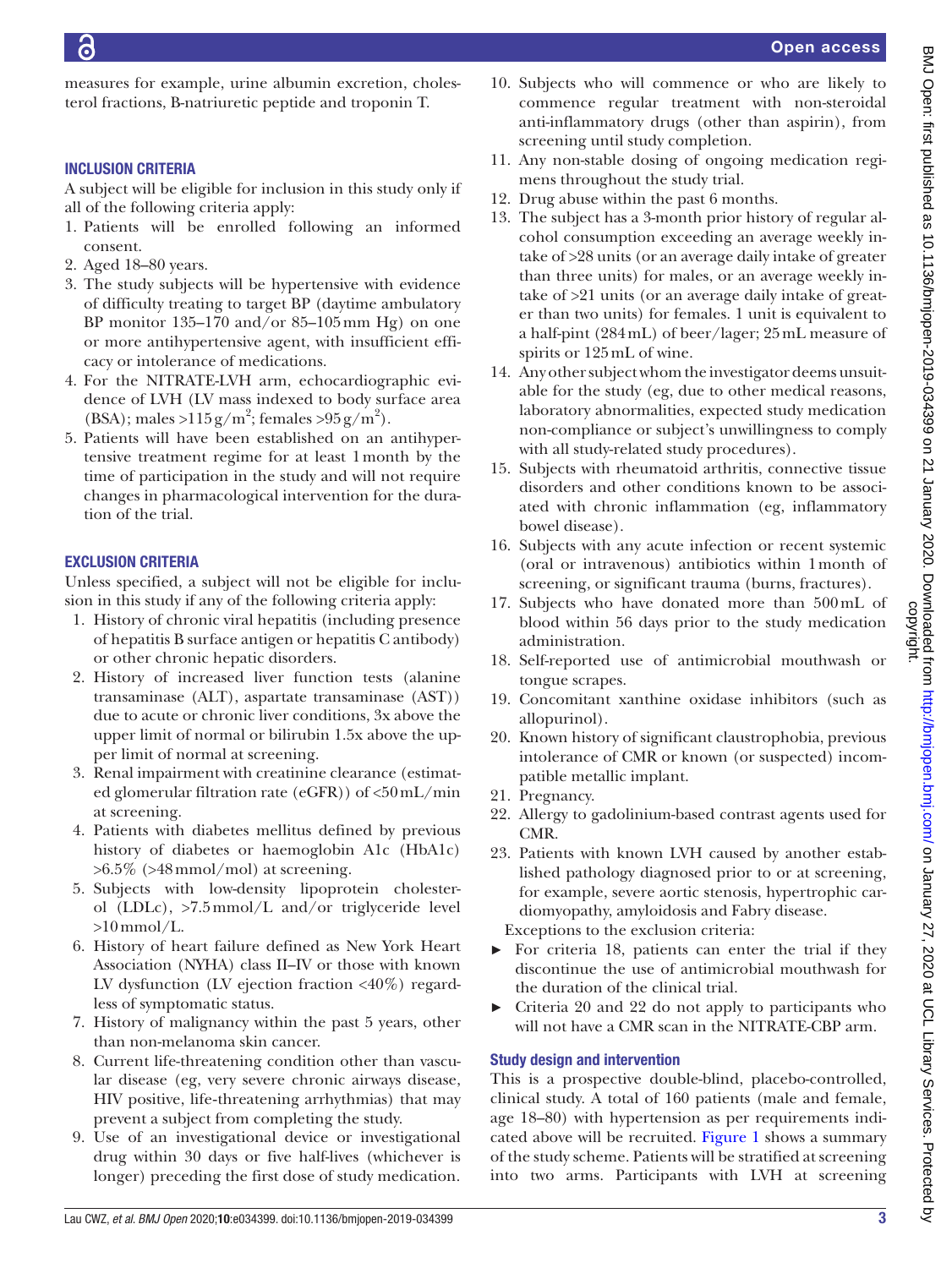measures for example, urine albumin excretion, cholesterol fractions, B-natriuretic peptide and troponin T.

### Inclusion criteria

A subject will be eligible for inclusion in this study only if all of the following criteria apply:

1. Patients will be enrolled following an informed consent.
2. Aged 18–80 years.
3. The study subjects will be hypertensive with evidence of difficulty treating to target BP (daytime ambulatory BP monitor 135–170 and/or 85–105 mm Hg) on one or more antihypertensive agent, with insufficient efficacy or intolerance of medications.
4. For the NITRATE-LVH arm, echocardiographic evidence of LVH (LV mass indexed to body surface area (BSA); males >115 g/m$^2$; females >95 g/m$^2$).
5. Patients will have been established on an antihypertensive treatment regime for at least 1 month by the time of participation in the study and will not require changes in pharmacological intervention for the duration of the trial.

### Exclusion criteria

Unless specified, a subject will not be eligible for inclusion in this study if any of the following criteria apply:

1. History of chronic viral hepatitis (including presence of hepatitis B surface antigen or hepatitis C antibody) or other chronic hepatic disorders.
2. History of increased liver function tests (alanine transaminase (ALT), aspartate transaminase (AST)) due to acute or chronic liver conditions, 3x above the upper limit of normal or bilirubin 1.5x above the upper limit of normal at screening.
3. Renal impairment with creatinine clearance (estimated glomerular filtration rate (eGFR)) of <50 mL/min at screening.
4. Patients with diabetes mellitus defined by previous history of diabetes or haemoglobin A1c (HbA1c) >6.5% (>48 mmol/mol) at screening.
5. Subjects with low-density lipoprotein cholesterol (LDLc), >7.5 mmol/L and/or triglyceride level >10 mmol/L.
6. History of heart failure defined as New York Heart Association (NYHA) class II–IV or those with known LV dysfunction (LV ejection fraction <40%) regardless of symptomatic status.
7. History of malignancy within the past 5 years, other than non-melanoma skin cancer.
8. Current life-threatening condition other than vascular disease (eg, very severe chronic airways disease, HIV positive, life-threatening arrhythmias) that may prevent a subject from completing the study.
9. Use of an investigational device or investigational drug within 30 days or five half-lives (whichever is longer) preceding the first dose of study medication.
10. Subjects who will commence or who are likely to commence regular treatment with non-steroidal anti-inflammatory drugs (other than aspirin), from screening until study completion.
11. Any non-stable dosing of ongoing medication regimens throughout the study trial.
12. Drug abuse within the past 6 months.
13. The subject has a 3-month prior history of regular alcohol consumption exceeding an average weekly intake of >28 units (or an average daily intake of greater than three units) for males, or an average weekly intake of >21 units (or an average daily intake of greater than two units) for females. 1 unit is equivalent to a half-pint (284 mL) of beer/lager; 25 mL measure of spirits or 125 mL of wine.
14. Any other subject whom the investigator deems unsuitable for the study (eg, due to other medical reasons, laboratory abnormalities, expected study medication non-compliance or subject's unwillingness to comply with all study-related study procedures).
15. Subjects with rheumatoid arthritis, connective tissue disorders and other conditions known to be associated with chronic inflammation (eg, inflammatory bowel disease).
16. Subjects with any acute infection or recent systemic (oral or intravenous) antibiotics within 1 month of screening, or significant trauma (burns, fractures).
17. Subjects who have donated more than 500 mL of blood within 56 days prior to the study medication administration.
18. Self-reported use of antimicrobial mouthwash or tongue scrapes.
19. Concomitant xanthine oxidase inhibitors (such as allopurinol).
20. Known history of significant claustrophobia, previous intolerance of CMR or known (or suspected) incompatible metallic implant.
21. Pregnancy.
22. Allergy to gadolinium-based contrast agents used for CMR.
23. Patients with known LVH caused by another established pathology diagnosed prior to or at screening, for example, severe aortic stenosis, hypertrophic cardiomyopathy, amyloidosis and Fabry disease.

Exceptions to the exclusion criteria:

- For criteria 18, patients can enter the trial if they discontinue the use of antimicrobial mouthwash for the duration of the clinical trial.
- Criteria 20 and 22 do not apply to participants who will not have a CMR scan in the NITRATE-CBP arm.

### Study design and intervention

This is a prospective double-blind, placebo-controlled, clinical study. A total of 160 patients (male and female, age 18–80) with hypertension as per requirements indicated above will be recruited. Figure 1 shows a summary of the study scheme. Patients will be stratified at screening into two arms. Participants with LVH at screening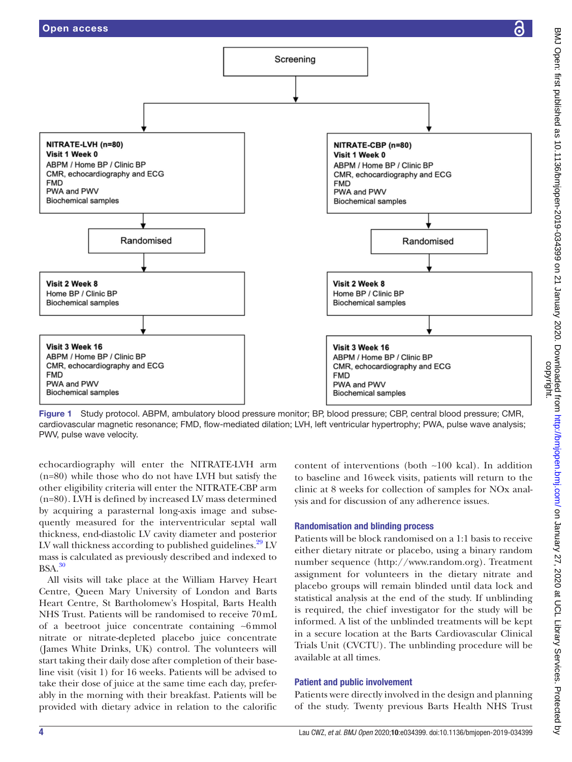Screening

**NITRATE-LVH (n=80)**
**Visit 1 Week 0**
ABPM / Home BP / Clinic BP
CMR, echocardiography and ECG
FMD
PWA and PWV
Biochemical samples

Randomised

**Visit 2 Week 8**
Home BP / Clinic BP
Biochemical samples

**Visit 3 Week 16**
ABPM / Home BP / Clinic BP
CMR, echocardiography and ECG
FMD
PWA and PWV
Biochemical samples

**NITRATE-CBP (n=80)**
**Visit 1 Week 0**
ABPM / Home BP / Clinic BP
CMR, echocardiography and ECG
FMD
PWA and PWV
Biochemical samples

Randomised

**Visit 2 Week 8**
Home BP / Clinic BP
Biochemical samples

**Visit 3 Week 16**
ABPM / Home BP / Clinic BP
CMR, echocardiography and ECG
FMD
PWA and PWV
Biochemical samples

**Figure 1** Study protocol. ABPM, ambulatory blood pressure monitor; BP, blood pressure; CBP, central blood pressure; CMR, cardiovascular magnetic resonance; FMD, flow-mediated dilation; LVH, left ventricular hypertrophy; PWA, pulse wave analysis; PWV, pulse wave velocity.

echocardiography will enter the NITRATE-LVH arm (n=80) while those who do not have LVH but satisfy the other eligibility criteria will enter the NITRATE-CBP arm (n=80). LVH is defined by increased LV mass determined by acquiring a parasternal long-axis image and subsequently measured for the interventricular septal wall thickness, end-diastolic LV cavity diameter and posterior LV wall thickness according to published guidelines.[29] LV mass is calculated as previously described and indexed to BSA.[30]

All visits will take place at the William Harvey Heart Centre, Queen Mary University of London and Barts Heart Centre, St Bartholomew's Hospital, Barts Health NHS Trust. Patients will be randomised to receive 70 mL of a beetroot juice concentrate containing ~6 mmol nitrate or nitrate-depleted placebo juice concentrate (James White Drinks, UK) control. The volunteers will start taking their daily dose after completion of their baseline visit (visit 1) for 16 weeks. Patients will be advised to take their dose of juice at the same time each day, preferably in the morning with their breakfast. Patients will be provided with dietary advice in relation to the calorific content of interventions (both ~100 kcal). In addition to baseline and 16 week visits, patients will return to the clinic at 8 weeks for collection of samples for NOx analysis and for discussion of any adherence issues.

## Randomisation and blinding process

Patients will be block randomised on a 1:1 basis to receive either dietary nitrate or placebo, using a binary random number sequence (http://www.random.org). Treatment assignment for volunteers in the dietary nitrate and placebo groups will remain blinded until data lock and statistical analysis at the end of the study. If unblinding is required, the chief investigator for the study will be informed. A list of the unblinded treatments will be kept in a secure location at the Barts Cardiovascular Clinical Trials Unit (CVCTU). The unblinding procedure will be available at all times.

## Patient and public involvement

Patients were directly involved in the design and planning of the study. Twenty previous Barts Health NHS Trust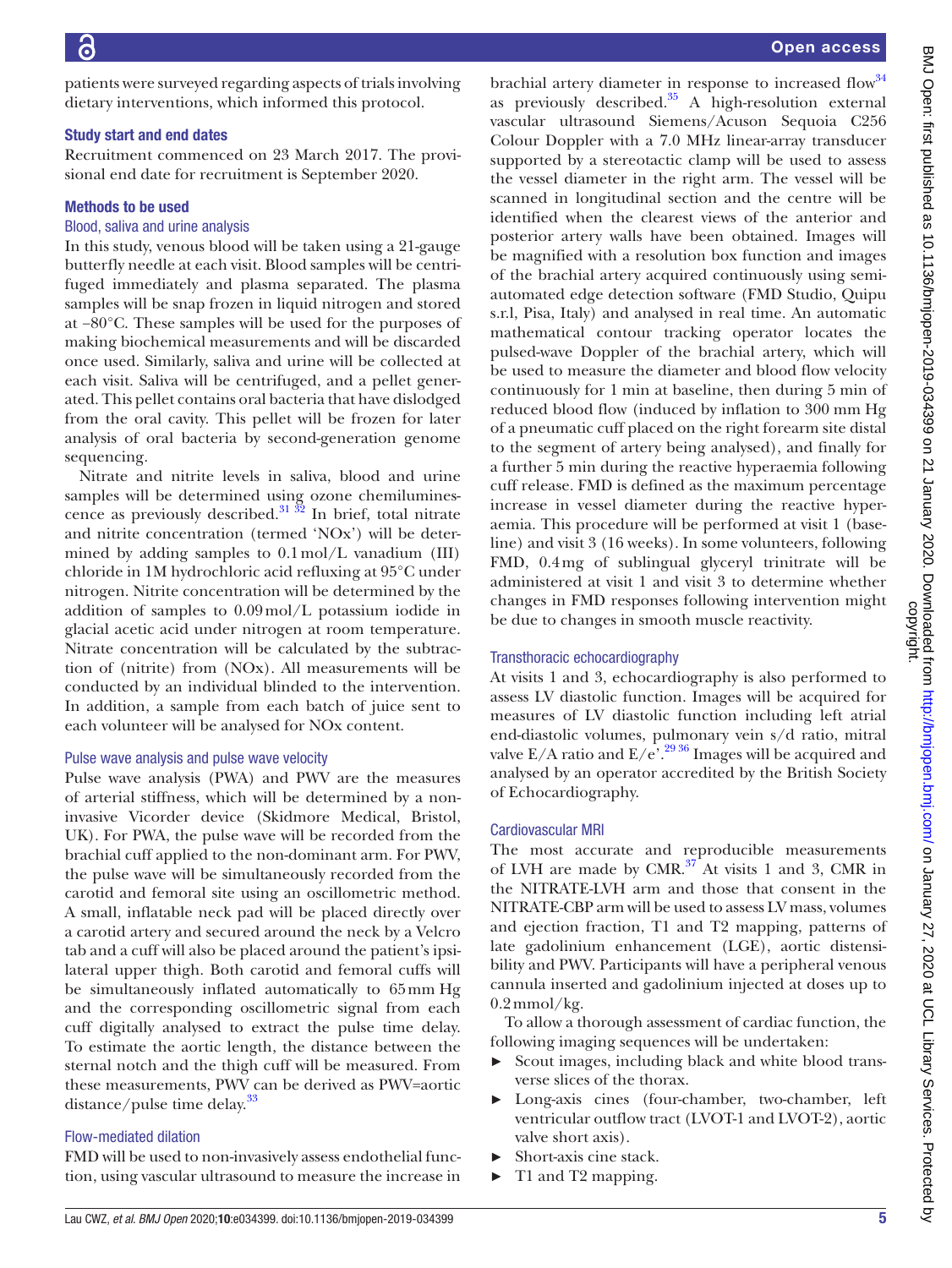patients were surveyed regarding aspects of trials involving dietary interventions, which informed this protocol.

### Study start and end dates

Recruitment commenced on 23 March 2017. The provisional end date for recruitment is September 2020.

### Methods to be used

#### Blood, saliva and urine analysis

In this study, venous blood will be taken using a 21-gauge butterfly needle at each visit. Blood samples will be centrifuged immediately and plasma separated. The plasma samples will be snap frozen in liquid nitrogen and stored at −80°C. These samples will be used for the purposes of making biochemical measurements and will be discarded once used. Similarly, saliva and urine will be collected at each visit. Saliva will be centrifuged, and a pellet generated. This pellet contains oral bacteria that have dislodged from the oral cavity. This pellet will be frozen for later analysis of oral bacteria by second-generation genome sequencing.

Nitrate and nitrite levels in saliva, blood and urine samples will be determined using ozone chemiluminescence as previously described.[31 32] In brief, total nitrate and nitrite concentration (termed 'NOx') will be determined by adding samples to 0.1 mol/L vanadium (III) chloride in 1M hydrochloric acid refluxing at 95°C under nitrogen. Nitrite concentration will be determined by the addition of samples to 0.09 mol/L potassium iodide in glacial acetic acid under nitrogen at room temperature. Nitrate concentration will be calculated by the subtraction of (nitrite) from (NOx). All measurements will be conducted by an individual blinded to the intervention. In addition, a sample from each batch of juice sent to each volunteer will be analysed for NOx content.

#### Pulse wave analysis and pulse wave velocity

Pulse wave analysis (PWA) and PWV are the measures of arterial stiffness, which will be determined by a non-invasive Vicorder device (Skidmore Medical, Bristol, UK). For PWA, the pulse wave will be recorded from the brachial cuff applied to the non-dominant arm. For PWV, the pulse wave will be simultaneously recorded from the carotid and femoral site using an oscillometric method. A small, inflatable neck pad will be placed directly over a carotid artery and secured around the neck by a Velcro tab and a cuff will also be placed around the patient's ipsilateral upper thigh. Both carotid and femoral cuffs will be simultaneously inflated automatically to 65 mm Hg and the corresponding oscillometric signal from each cuff digitally analysed to extract the pulse time delay. To estimate the aortic length, the distance between the sternal notch and the thigh cuff will be measured. From these measurements, PWV can be derived as PWV=aortic distance/pulse time delay.[33]

#### Flow-mediated dilation

FMD will be used to non-invasively assess endothelial function, using vascular ultrasound to measure the increase in brachial artery diameter in response to increased flow[34] as previously described.[35] A high-resolution external vascular ultrasound Siemens/Acuson Sequoia C256 Colour Doppler with a 7.0 MHz linear-array transducer supported by a stereotactic clamp will be used to assess the vessel diameter in the right arm. The vessel will be scanned in longitudinal section and the centre will be identified when the clearest views of the anterior and posterior artery walls have been obtained. Images will be magnified with a resolution box function and images of the brachial artery acquired continuously using semi-automated edge detection software (FMD Studio, Quipu s.r.l, Pisa, Italy) and analysed in real time. An automatic mathematical contour tracking operator locates the pulsed-wave Doppler of the brachial artery, which will be used to measure the diameter and blood flow velocity continuously for 1 min at baseline, then during 5 min of reduced blood flow (induced by inflation to 300 mm Hg of a pneumatic cuff placed on the right forearm site distal to the segment of artery being analysed), and finally for a further 5 min during the reactive hyperaemia following cuff release. FMD is defined as the maximum percentage increase in vessel diameter during the reactive hyperaemia. This procedure will be performed at visit 1 (baseline) and visit 3 (16 weeks). In some volunteers, following FMD, 0.4 mg of sublingual glyceryl trinitrate will be administered at visit 1 and visit 3 to determine whether changes in FMD responses following intervention might be due to changes in smooth muscle reactivity.

#### Transthoracic echocardiography

At visits 1 and 3, echocardiography is also performed to assess LV diastolic function. Images will be acquired for measures of LV diastolic function including left atrial end-diastolic volumes, pulmonary vein s/d ratio, mitral valve E/A ratio and E/e'.[29 36] Images will be acquired and analysed by an operator accredited by the British Society of Echocardiography.

#### Cardiovascular MRI

The most accurate and reproducible measurements of LVH are made by CMR.[37] At visits 1 and 3, CMR in the NITRATE-LVH arm and those that consent in the NITRATE-CBP arm will be used to assess LV mass, volumes and ejection fraction, T1 and T2 mapping, patterns of late gadolinium enhancement (LGE), aortic distensibility and PWV. Participants will have a peripheral venous cannula inserted and gadolinium injected at doses up to 0.2 mmol/kg.

To allow a thorough assessment of cardiac function, the following imaging sequences will be undertaken:

- Scout images, including black and white blood transverse slices of the thorax.
- Long-axis cines (four-chamber, two-chamber, left ventricular outflow tract (LVOT-1 and LVOT-2), aortic valve short axis).
- Short-axis cine stack.
- T1 and T2 mapping.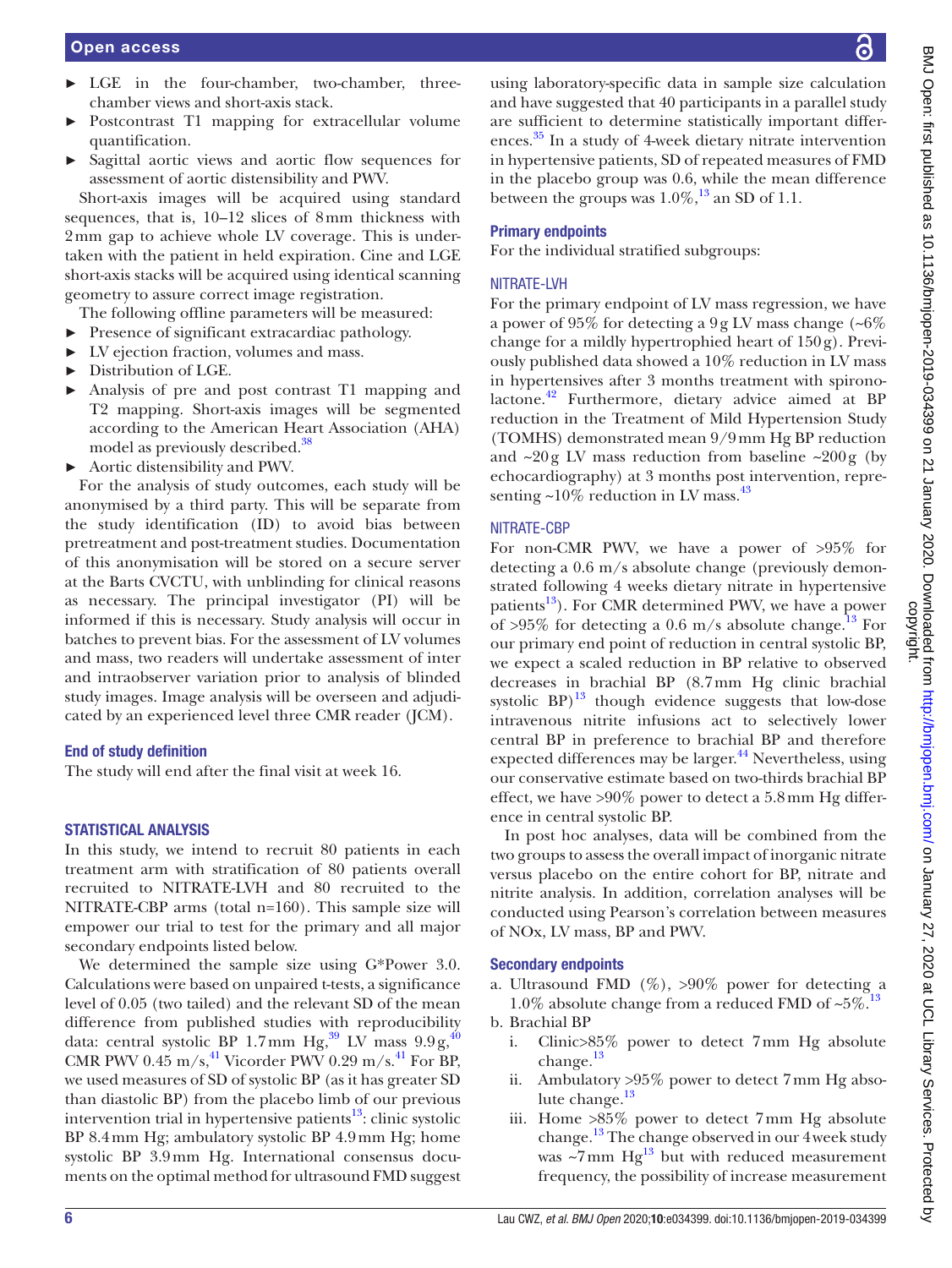- LGE in the four-chamber, two-chamber, three-chamber views and short-axis stack.
- Postcontrast T1 mapping for extracellular volume quantification.
- Sagittal aortic views and aortic flow sequences for assessment of aortic distensibility and PWV.

Short-axis images will be acquired using standard sequences, that is, 10–12 slices of 8 mm thickness with 2 mm gap to achieve whole LV coverage. This is undertaken with the patient in held expiration. Cine and LGE short-axis stacks will be acquired using identical scanning geometry to assure correct image registration.

The following offline parameters will be measured:

- Presence of significant extracardiac pathology.
- LV ejection fraction, volumes and mass.
- Distribution of LGE.
- Analysis of pre and post contrast T1 mapping and T2 mapping. Short-axis images will be segmented according to the American Heart Association (AHA) model as previously described.[38]
- Aortic distensibility and PWV.

For the analysis of study outcomes, each study will be anonymised by a third party. This will be separate from the study identification (ID) to avoid bias between pretreatment and post-treatment studies. Documentation of this anonymisation will be stored on a secure server at the Barts CVCTU, with unblinding for clinical reasons as necessary. The principal investigator (PI) will be informed if this is necessary. Study analysis will occur in batches to prevent bias. For the assessment of LV volumes and mass, two readers will undertake assessment of inter and intraobserver variation prior to analysis of blinded study images. Image analysis will be overseen and adjudicated by an experienced level three CMR reader (JCM).

### End of study definition

The study will end after the final visit at week 16.

## STATISTICAL ANALYSIS

In this study, we intend to recruit 80 patients in each treatment arm with stratification of 80 patients overall recruited to NITRATE-LVH and 80 recruited to the NITRATE-CBP arms (total n=160). This sample size will empower our trial to test for the primary and all major secondary endpoints listed below.

We determined the sample size using G*Power 3.0. Calculations were based on unpaired t-tests, a significance level of 0.05 (two tailed) and the relevant SD of the mean difference from published studies with reproducibility data: central systolic BP 1.7 mm Hg,[39] LV mass 9.9 g,[40] CMR PWV 0.45 m/s,[41] Vicorder PWV 0.29 m/s.[41] For BP, we used measures of SD of systolic BP (as it has greater SD than diastolic BP) from the placebo limb of our previous intervention trial in hypertensive patients[13]: clinic systolic BP 8.4 mm Hg; ambulatory systolic BP 4.9 mm Hg; home systolic BP 3.9 mm Hg. International consensus documents on the optimal method for ultrasound FMD suggest using laboratory-specific data in sample size calculation and have suggested that 40 participants in a parallel study are sufficient to determine statistically important differences.[35] In a study of 4-week dietary nitrate intervention in hypertensive patients, SD of repeated measures of FMD in the placebo group was 0.6, while the mean difference between the groups was 1.0%,[13] an SD of 1.1.

### Primary endpoints

For the individual stratified subgroups:

#### NITRATE-LVH

For the primary endpoint of LV mass regression, we have a power of 95% for detecting a 9 g LV mass change (~6% change for a mildly hypertrophied heart of 150 g). Previously published data showed a 10% reduction in LV mass in hypertensives after 3 months treatment with spironolactone.[42] Furthermore, dietary advice aimed at BP reduction in the Treatment of Mild Hypertension Study (TOMHS) demonstrated mean 9/9 mm Hg BP reduction and ~20 g LV mass reduction from baseline ~200 g (by echocardiography) at 3 months post intervention, representing ~10% reduction in LV mass.[43]

#### NITRATE-CBP

For non-CMR PWV, we have a power of >95% for detecting a 0.6 m/s absolute change (previously demonstrated following 4 weeks dietary nitrate in hypertensive patients[13]). For CMR determined PWV, we have a power of >95% for detecting a 0.6 m/s absolute change.[13] For our primary end point of reduction in central systolic BP, we expect a scaled reduction in BP relative to observed decreases in brachial BP (8.7 mm Hg clinic brachial systolic BP)[13] though evidence suggests that low-dose intravenous nitrite infusions act to selectively lower central BP in preference to brachial BP and therefore expected differences may be larger.[44] Nevertheless, using our conservative estimate based on two-thirds brachial BP effect, we have >90% power to detect a 5.8 mm Hg difference in central systolic BP.

In post hoc analyses, data will be combined from the two groups to assess the overall impact of inorganic nitrate versus placebo on the entire cohort for BP, nitrate and nitrite analysis. In addition, correlation analyses will be conducted using Pearson's correlation between measures of NOx, LV mass, BP and PWV.

### Secondary endpoints

a. Ultrasound FMD (%), >90% power for detecting a 1.0% absolute change from a reduced FMD of ~5%.[13]
b. Brachial BP
    i. Clinic>85% power to detect 7 mm Hg absolute change.[13]
    ii. Ambulatory >95% power to detect 7 mm Hg absolute change.[13]
    iii. Home >85% power to detect 7 mm Hg absolute change.[13] The change observed in our 4 week study was ~7 mm Hg[13] but with reduced measurement frequency, the possibility of increase measurement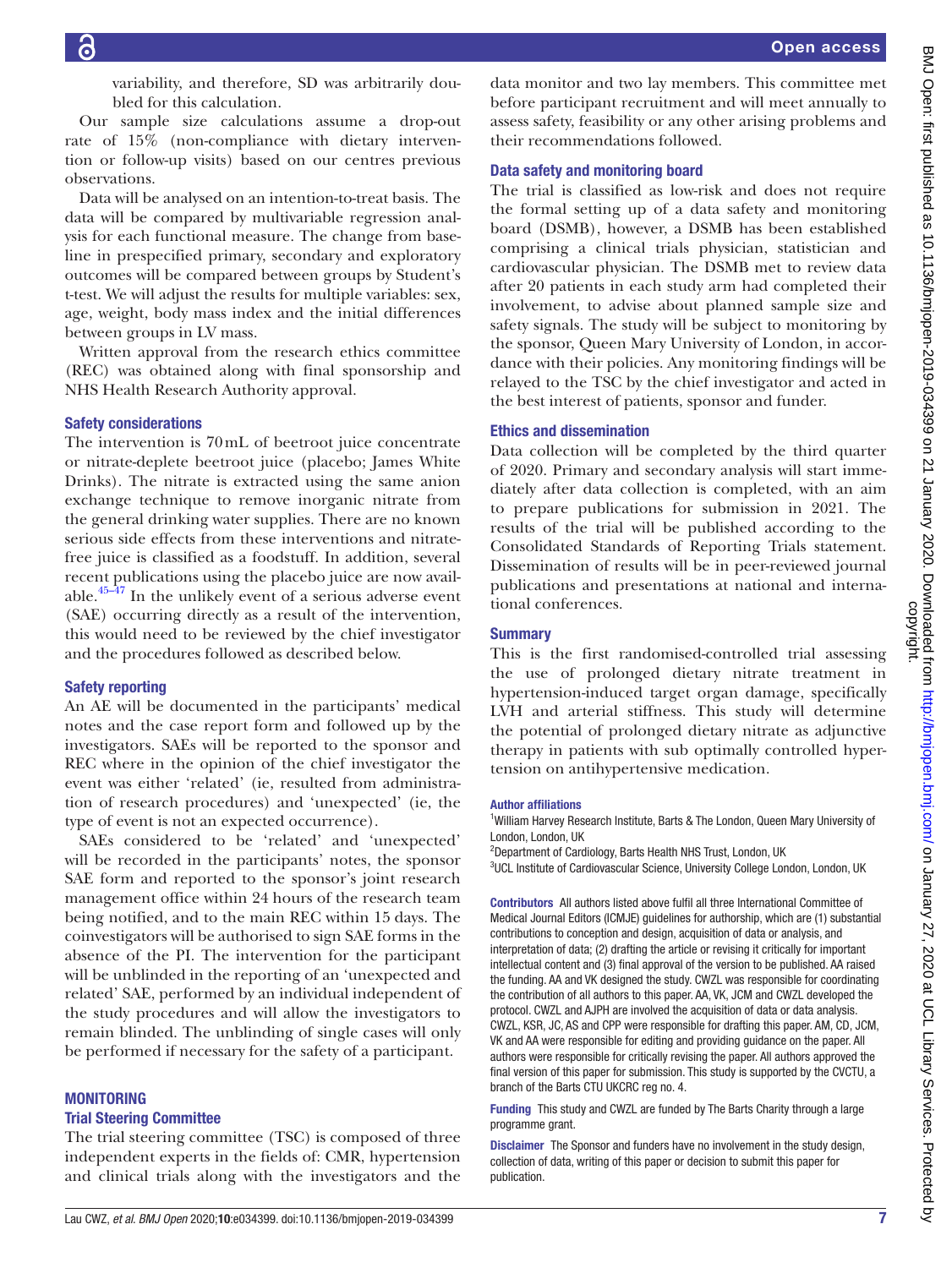variability, and therefore, SD was arbitrarily doubled for this calculation.

Our sample size calculations assume a drop-out rate of 15% (non-compliance with dietary intervention or follow-up visits) based on our centres previous observations.

Data will be analysed on an intention-to-treat basis. The data will be compared by multivariable regression analysis for each functional measure. The change from baseline in prespecified primary, secondary and exploratory outcomes will be compared between groups by Student's t-test. We will adjust the results for multiple variables: sex, age, weight, body mass index and the initial differences between groups in LV mass.

Written approval from the research ethics committee (REC) was obtained along with final sponsorship and NHS Health Research Authority approval.

### Safety considerations

The intervention is 70 mL of beetroot juice concentrate or nitrate-deplete beetroot juice (placebo; James White Drinks). The nitrate is extracted using the same anion exchange technique to remove inorganic nitrate from the general drinking water supplies. There are no known serious side effects from these interventions and nitrate-free juice is classified as a foodstuff. In addition, several recent publications using the placebo juice are now available.[45–47] In the unlikely event of a serious adverse event (SAE) occurring directly as a result of the intervention, this would need to be reviewed by the chief investigator and the procedures followed as described below.

### Safety reporting

An AE will be documented in the participants' medical notes and the case report form and followed up by the investigators. SAEs will be reported to the sponsor and REC where in the opinion of the chief investigator the event was either 'related' (ie, resulted from administration of research procedures) and 'unexpected' (ie, the type of event is not an expected occurrence).

SAEs considered to be 'related' and 'unexpected' will be recorded in the participants' notes, the sponsor SAE form and reported to the sponsor's joint research management office within 24 hours of the research team being notified, and to the main REC within 15 days. The coinvestigators will be authorised to sign SAE forms in the absence of the PI. The intervention for the participant will be unblinded in the reporting of an 'unexpected and related' SAE, performed by an individual independent of the study procedures and will allow the investigators to remain blinded. The unblinding of single cases will only be performed if necessary for the safety of a participant.

## MONITORING

### Trial Steering Committee

The trial steering committee (TSC) is composed of three independent experts in the fields of: CMR, hypertension and clinical trials along with the investigators and the data monitor and two lay members. This committee met before participant recruitment and will meet annually to assess safety, feasibility or any other arising problems and their recommendations followed.

### Data safety and monitoring board

The trial is classified as low-risk and does not require the formal setting up of a data safety and monitoring board (DSMB), however, a DSMB has been established comprising a clinical trials physician, statistician and cardiovascular physician. The DSMB met to review data after 20 patients in each study arm had completed their involvement, to advise about planned sample size and safety signals. The study will be subject to monitoring by the sponsor, Queen Mary University of London, in accordance with their policies. Any monitoring findings will be relayed to the TSC by the chief investigator and acted in the best interest of patients, sponsor and funder.

### Ethics and dissemination

Data collection will be completed by the third quarter of 2020. Primary and secondary analysis will start immediately after data collection is completed, with an aim to prepare publications for submission in 2021. The results of the trial will be published according to the Consolidated Standards of Reporting Trials statement. Dissemination of results will be in peer-reviewed journal publications and presentations at national and international conferences.

### Summary

This is the first randomised-controlled trial assessing the use of prolonged dietary nitrate treatment in hypertension-induced target organ damage, specifically LVH and arterial stiffness. This study will determine the potential of prolonged dietary nitrate as adjunctive therapy in patients with sub optimally controlled hypertension on antihypertensive medication.

#### Author affiliations

[1]William Harvey Research Institute, Barts & The London, Queen Mary University of London, London, UK
[2]Department of Cardiology, Barts Health NHS Trust, London, UK
[3]UCL Institute of Cardiovascular Science, University College London, London, UK

**Contributors** All authors listed above fulfil all three International Committee of Medical Journal Editors (ICMJE) guidelines for authorship, which are (1) substantial contributions to conception and design, acquisition of data or analysis, and interpretation of data; (2) drafting the article or revising it critically for important intellectual content and (3) final approval of the version to be published. AA raised the funding. AA and VK designed the study. CWZL was responsible for coordinating the contribution of all authors to this paper. AA, VK, JCM and CWZL developed the protocol. CWZL and AJPH are involved the acquisition of data or data analysis. CWZL, KSR, JC, AS and CPP were responsible for drafting this paper. AM, CD, JCM, VK and AA were responsible for editing and providing guidance on the paper. All authors were responsible for critically revising the paper. All authors approved the final version of this paper for submission. This study is supported by the CVCTU, a branch of the Barts CTU UKCRC reg no. 4.

**Funding** This study and CWZL are funded by The Barts Charity through a large programme grant.

**Disclaimer** The Sponsor and funders have no involvement in the study design, collection of data, writing of this paper or decision to submit this paper for publication.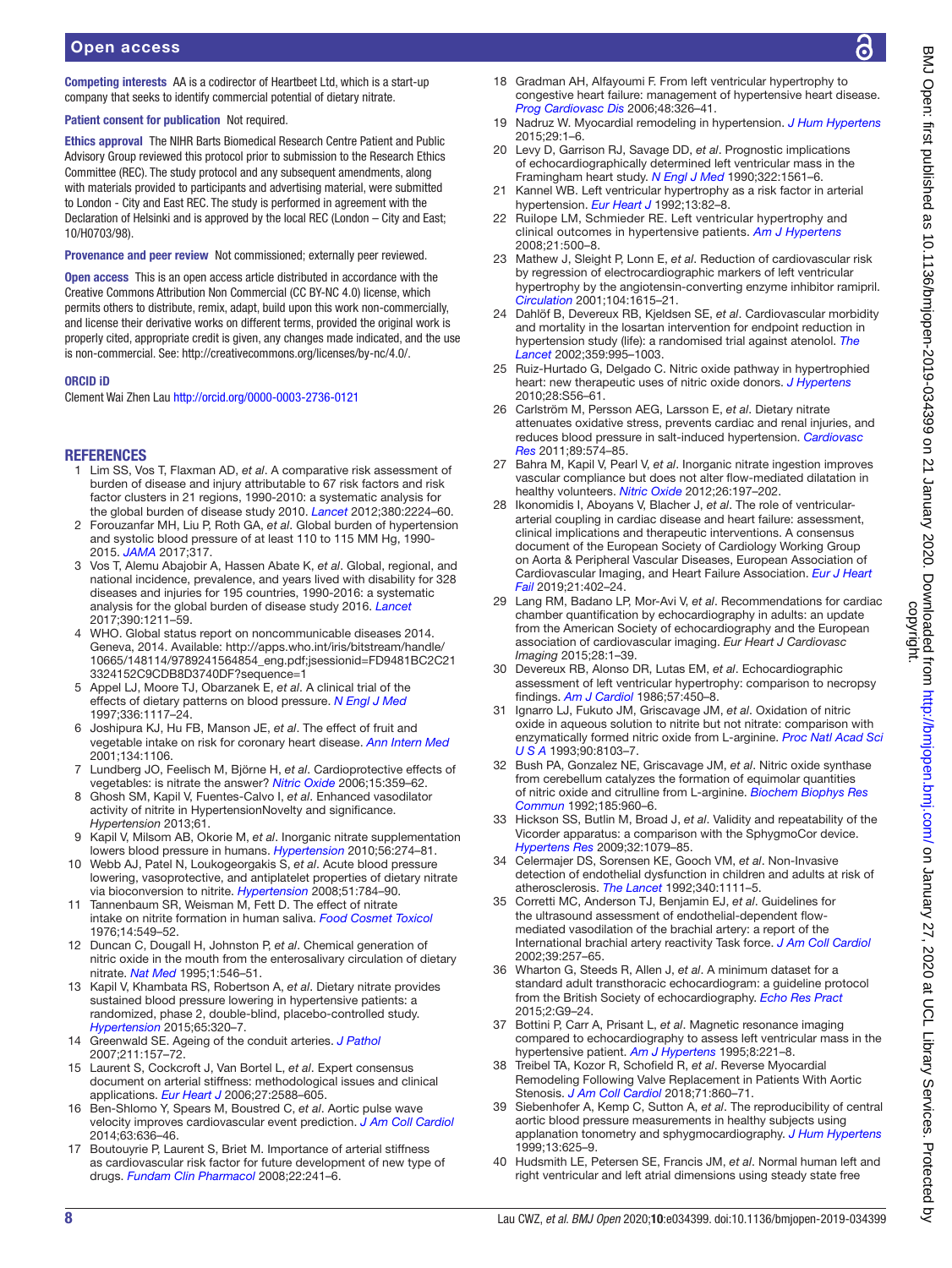**Competing interests** AA is a codirector of Heartbeet Ltd, which is a start-up company that seeks to identify commercial potential of dietary nitrate.

**Patient consent for publication** Not required.

**Ethics approval** The NIHR Barts Biomedical Research Centre Patient and Public Advisory Group reviewed this protocol prior to submission to the Research Ethics Committee (REC). The study protocol and any subsequent amendments, along with materials provided to participants and advertising material, were submitted to London - City and East REC. The study is performed in agreement with the Declaration of Helsinki and is approved by the local REC (London – City and East; 10/H0703/98).

**Provenance and peer review** Not commissioned; externally peer reviewed.

**Open access** This is an open access article distributed in accordance with the Creative Commons Attribution Non Commercial (CC BY-NC 4.0) license, which permits others to distribute, remix, adapt, build upon this work non-commercially, and license their derivative works on different terms, provided the original work is properly cited, appropriate credit is given, any changes made indicated, and the use is non-commercial. See: http://creativecommons.org/licenses/by-nc/4.0/.

**ORCID iD**

Clement Wai Zhen Lau http://orcid.org/0000-0003-2736-0121

## REFERENCES

1. Lim SS, Vos T, Flaxman AD, *et al*. A comparative risk assessment of burden of disease and injury attributable to 67 risk factors and risk factor clusters in 21 regions, 1990-2010: a systematic analysis for the global burden of disease study 2010. *Lancet* 2012;380:2224–60.
2. Forouzanfar MH, Liu P, Roth GA, *et al*. Global burden of hypertension and systolic blood pressure of at least 110 to 115 MM Hg, 1990-2015. *JAMA* 2017;317.
3. Vos T, Alemu Abajobir A, Hassen Abate K, *et al*. Global, regional, and national incidence, prevalence, and years lived with disability for 328 diseases and injuries for 195 countries, 1990-2016: a systematic analysis for the global burden of disease study 2016. *Lancet* 2017;390:1211–59.
4. WHO. Global status report on noncommunicable diseases 2014. Geneva, 2014. Available: http://apps.who.int/iris/bitstream/handle/10665/148114/9789241564854_eng.pdf;jsessionid=FD9481BC2C213324152C9CDB8D3740DF?sequence=1
5. Appel LJ, Moore TJ, Obarzanek E, *et al*. A clinical trial of the effects of dietary patterns on blood pressure. *N Engl J Med* 1997;336:1117–24.
6. Joshipura KJ, Hu FB, Manson JE, *et al*. The effect of fruit and vegetable intake on risk for coronary heart disease. *Ann Intern Med* 2001;134:1106.
7. Lundberg JO, Feelisch M, Björne H, *et al*. Cardioprotective effects of vegetables: is nitrate the answer? *Nitric Oxide* 2006;15:359–62.
8. Ghosh SM, Kapil V, Fuentes-Calvo I, *et al*. Enhanced vasodilator activity of nitrite in HypertensionNovelty and significance. *Hypertension* 2013;61.
9. Kapil V, Milsom AB, Okorie M, *et al*. Inorganic nitrate supplementation lowers blood pressure in humans. *Hypertension* 2010;56:274–81.
10. Webb AJ, Patel N, Loukogeorgakis S, *et al*. Acute blood pressure lowering, vasoprotective, and antiplatelet properties of dietary nitrate via bioconversion to nitrite. *Hypertension* 2008;51:784–90.
11. Tannenbaum SR, Weisman M, Fett D. The effect of nitrate intake on nitrite formation in human saliva. *Food Cosmet Toxicol* 1976;14:549–52.
12. Duncan C, Dougall H, Johnston P, *et al*. Chemical generation of nitric oxide in the mouth from the enterosalivary circulation of dietary nitrate. *Nat Med* 1995;1:546–51.
13. Kapil V, Khambata RS, Robertson A, *et al*. Dietary nitrate provides sustained blood pressure lowering in hypertensive patients: a randomized, phase 2, double-blind, placebo-controlled study. *Hypertension* 2015;65:320–7.
14. Greenwald SE. Ageing of the conduit arteries. *J Pathol* 2007;211:157–72.
15. Laurent S, Cockcroft J, Van Bortel L, *et al*. Expert consensus document on arterial stiffness: methodological issues and clinical applications. *Eur Heart J* 2006;27:2588–605.
16. Ben-Shlomo Y, Spears M, Boustred C, *et al*. Aortic pulse wave velocity improves cardiovascular event prediction. *J Am Coll Cardiol* 2014;63:636–46.
17. Boutouyrie P, Laurent S, Briet M. Importance of arterial stiffness as cardiovascular risk factor for future development of new type of drugs. *Fundam Clin Pharmacol* 2008;22:241–6.
18. Gradman AH, Alfayoumi F. From left ventricular hypertrophy to congestive heart failure: management of hypertensive heart disease. *Prog Cardiovasc Dis* 2006;48:326–41.
19. Nadruz W. Myocardial remodeling in hypertension. *J Hum Hypertens* 2015;29:1–6.
20. Levy D, Garrison RJ, Savage DD, *et al*. Prognostic implications of echocardiographically determined left ventricular mass in the Framingham heart study. *N Engl J Med* 1990;322:1561–6.
21. Kannel WB. Left ventricular hypertrophy as a risk factor in arterial hypertension. *Eur Heart J* 1992;13:82–8.
22. Ruilope LM, Schmieder RE. Left ventricular hypertrophy and clinical outcomes in hypertensive patients. *Am J Hypertens* 2008;21:500–8.
23. Mathew J, Sleight P, Lonn E, *et al*. Reduction of cardiovascular risk by regression of electrocardiographic markers of left ventricular hypertrophy by the angiotensin-converting enzyme inhibitor ramipril. *Circulation* 2001;104:1615–21.
24. Dahlöf B, Devereux RB, Kjeldsen SE, *et al*. Cardiovascular morbidity and mortality in the losartan intervention for endpoint reduction in hypertension study (life): a randomised trial against atenolol. *The Lancet* 2002;359:995–1003.
25. Ruiz-Hurtado G, Delgado C. Nitric oxide pathway in hypertrophied heart: new therapeutic uses of nitric oxide donors. *J Hypertens* 2010;28:S56–61.
26. Carlström M, Persson AEG, Larsson E, *et al*. Dietary nitrate attenuates oxidative stress, prevents cardiac and renal injuries, and reduces blood pressure in salt-induced hypertension. *Cardiovasc Res* 2011;89:574–85.
27. Bahra M, Kapil V, Pearl V, *et al*. Inorganic nitrate ingestion improves vascular compliance but does not alter flow-mediated dilatation in healthy volunteers. *Nitric Oxide* 2012;26:197–202.
28. Ikonomidis I, Aboyans V, Blacher J, *et al*. The role of ventricular-arterial coupling in cardiac disease and heart failure: assessment, clinical implications and therapeutic interventions. A consensus document of the European Society of Cardiology Working Group on Aorta & Peripheral Vascular Diseases, European Association of Cardiovascular Imaging, and Heart Failure Association. *Eur J Heart Fail* 2019;21:402–24.
29. Lang RM, Badano LP, Mor-Avi V, *et al*. Recommendations for cardiac chamber quantification by echocardiography in adults: an update from the American Society of echocardiography and the European association of cardiovascular imaging. *Eur Heart J Cardiovasc Imaging* 2015;28:1–39.
30. Devereux RB, Alonso DR, Lutas EM, *et al*. Echocardiographic assessment of left ventricular hypertrophy: comparison to necropsy findings. *Am J Cardiol* 1986;57:450–8.
31. Ignarro LJ, Fukuto JM, Griscavage JM, *et al*. Oxidation of nitric oxide in aqueous solution to nitrite but not nitrate: comparison with enzymatically formed nitric oxide from L-arginine. *Proc Natl Acad Sci U S A* 1993;90:8103–7.
32. Bush PA, Gonzalez NE, Griscavage JM, *et al*. Nitric oxide synthase from cerebellum catalyzes the formation of equimolar quantities of nitric oxide and citrulline from L-arginine. *Biochem Biophys Res Commun* 1992;185:960–6.
33. Hickson SS, Butlin M, Broad J, *et al*. Validity and repeatability of the Vicorder apparatus: a comparison with the SphygmoCor device. *Hypertens Res* 2009;32:1079–85.
34. Celermajer DS, Sorensen KE, Gooch VM, *et al*. Non-Invasive detection of endothelial dysfunction in children and adults at risk of atherosclerosis. *The Lancet* 1992;340:1111–5.
35. Corretti MC, Anderson TJ, Benjamin EJ, *et al*. Guidelines for the ultrasound assessment of endothelial-dependent flow-mediated vasodilation of the brachial artery: a report of the International brachial artery reactivity Task force. *J Am Coll Cardiol* 2002;39:257–65.
36. Wharton G, Steeds R, Allen J, *et al*. A minimum dataset for a standard adult transthoracic echocardiogram: a guideline protocol from the British Society of echocardiography. *Echo Res Pract* 2015;2:G9–24.
37. Bottini P, Carr A, Prisant L, *et al*. Magnetic resonance imaging compared to echocardiography to assess left ventricular mass in the hypertensive patient. *Am J Hypertens* 1995;8:221–8.
38. Treibel TA, Kozor R, Schofield R, *et al*. Reverse Myocardial Remodeling Following Valve Replacement in Patients With Aortic Stenosis. *J Am Coll Cardiol* 2018;71:860–71.
39. Siebenhofer A, Kemp C, Sutton A, *et al*. The reproducibility of central aortic blood pressure measurements in healthy subjects using applanation tonometry and sphygmocardiography. *J Hum Hypertens* 1999;13:625–9.
40. Hudsmith LE, Petersen SE, Francis JM, *et al*. Normal human left and right ventricular and left atrial dimensions using steady state free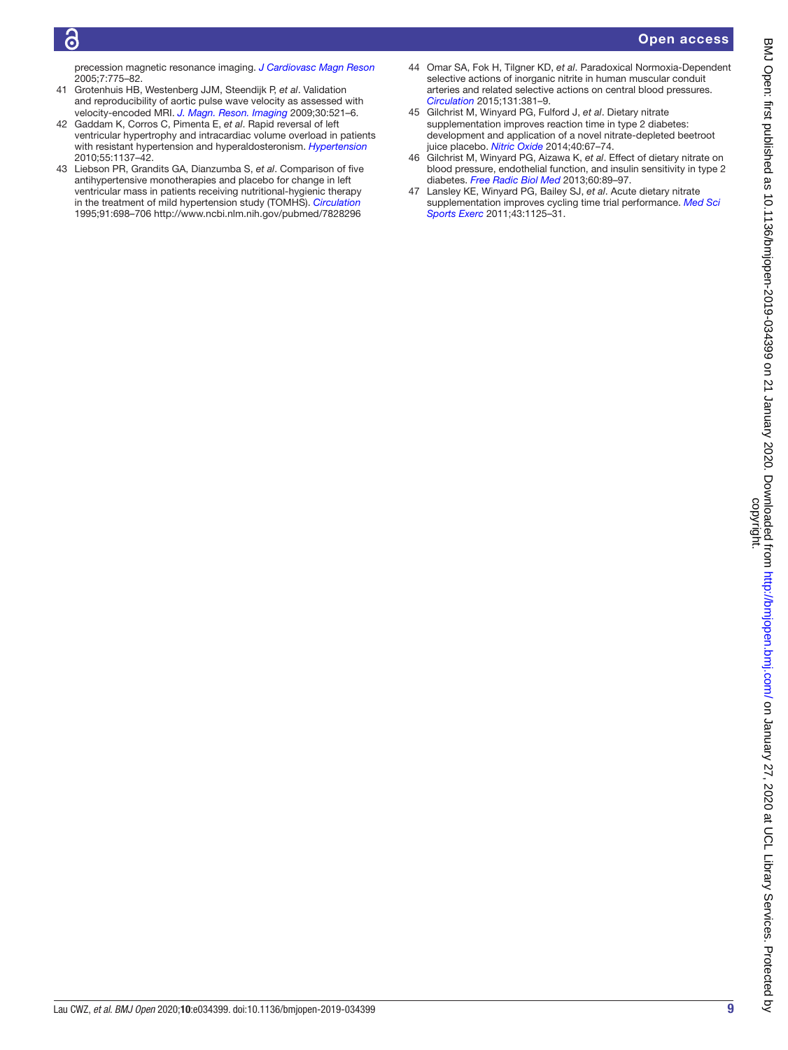precession magnetic resonance imaging. *J Cardiovasc Magn Reson* 2005;7:775–82.

41 Grotenhuis HB, Westenberg JJM, Steendijk P, *et al*. Validation and reproducibility of aortic pulse wave velocity as assessed with velocity-encoded MRI. *J. Magn. Reson. Imaging* 2009;30:521–6.

42 Gaddam K, Corros C, Pimenta E, *et al*. Rapid reversal of left ventricular hypertrophy and intracardiac volume overload in patients with resistant hypertension and hyperaldosteronism. *Hypertension* 2010;55:1137–42.

43 Liebson PR, Grandits GA, Dianzumba S, *et al*. Comparison of five antihypertensive monotherapies and placebo for change in left ventricular mass in patients receiving nutritional-hygienic therapy in the treatment of mild hypertension study (TOMHS). *Circulation* 1995;91:698–706 http://www.ncbi.nlm.nih.gov/pubmed/7828296

44 Omar SA, Fok H, Tilgner KD, *et al*. Paradoxical Normoxia-Dependent selective actions of inorganic nitrite in human muscular conduit arteries and related selective actions on central blood pressures. *Circulation* 2015;131:381–9.

45 Gilchrist M, Winyard PG, Fulford J, *et al*. Dietary nitrate supplementation improves reaction time in type 2 diabetes: development and application of a novel nitrate-depleted beetroot juice placebo. *Nitric Oxide* 2014;40:67–74.

46 Gilchrist M, Winyard PG, Aizawa K, *et al*. Effect of dietary nitrate on blood pressure, endothelial function, and insulin sensitivity in type 2 diabetes. *Free Radic Biol Med* 2013;60:89–97.

47 Lansley KE, Winyard PG, Bailey SJ, *et al*. Acute dietary nitrate supplementation improves cycling time trial performance. *Med Sci Sports Exerc* 2011;43:1125–31.